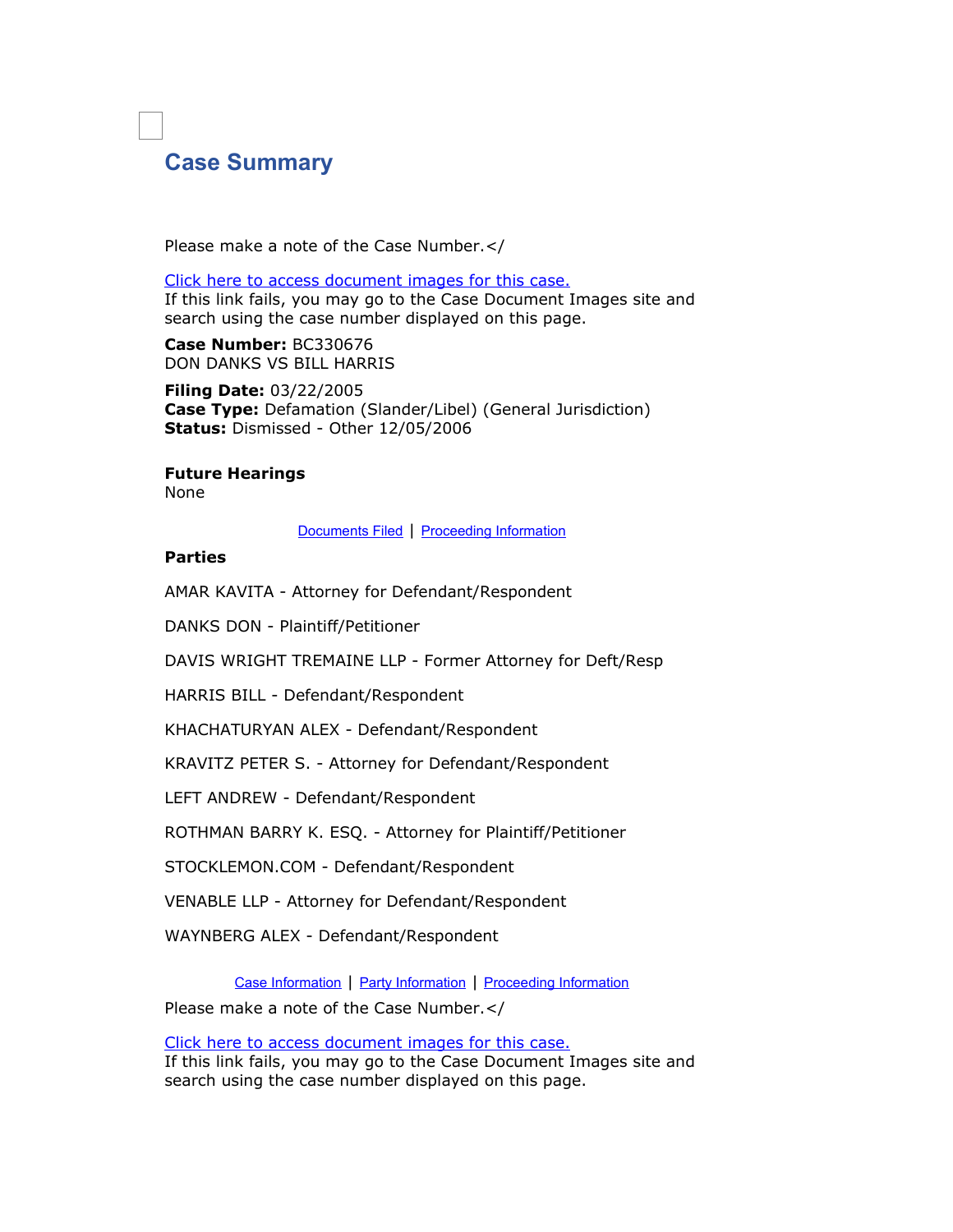# Case Summary

Please make a note of the Case Number.</

Click here to access document images for this case.
If this link fails, you may go to the Case Document Images site and search using the case number displayed on this page.

**Case Number:** BC330676
DON DANKS VS BILL HARRIS

**Filing Date:** 03/22/2005
**Case Type:** Defamation (Slander/Libel) (General Jurisdiction)
**Status:** Dismissed - Other 12/05/2006

**Future Hearings**
None

Documents Filed | Proceeding Information

**Parties**

AMAR KAVITA - Attorney for Defendant/Respondent

DANKS DON - Plaintiff/Petitioner

DAVIS WRIGHT TREMAINE LLP - Former Attorney for Deft/Resp

HARRIS BILL - Defendant/Respondent

KHACHATURYAN ALEX - Defendant/Respondent

KRAVITZ PETER S. - Attorney for Defendant/Respondent

LEFT ANDREW - Defendant/Respondent

ROTHMAN BARRY K. ESQ. - Attorney for Plaintiff/Petitioner

STOCKLEMON.COM - Defendant/Respondent

VENABLE LLP - Attorney for Defendant/Respondent

WAYNBERG ALEX - Defendant/Respondent

Case Information | Party Information | Proceeding Information

Please make a note of the Case Number.</

Click here to access document images for this case.
If this link fails, you may go to the Case Document Images site and search using the case number displayed on this page.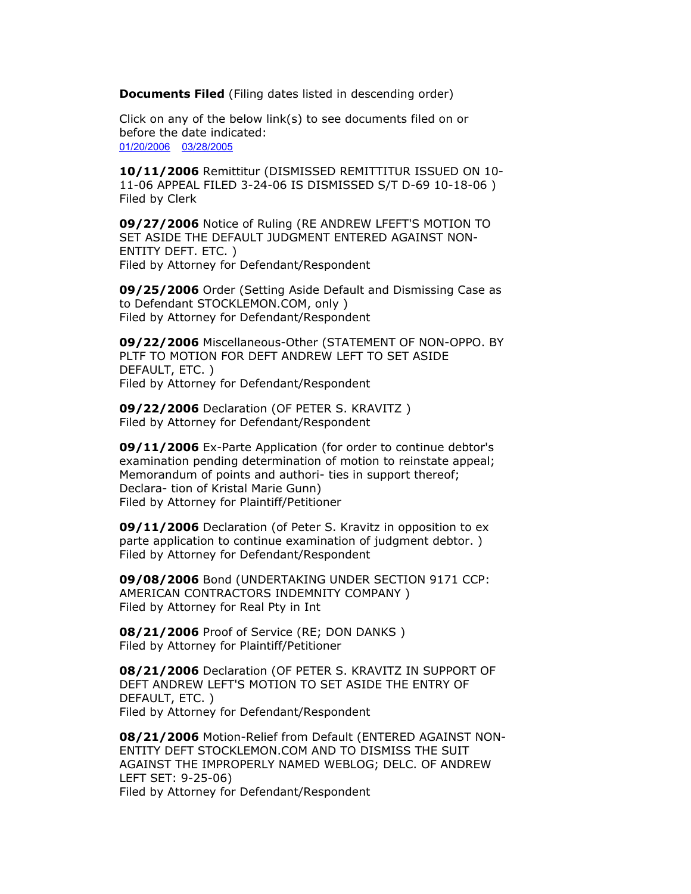**Documents Filed** (Filing dates listed in descending order)

Click on any of the below link(s) to see documents filed on or before the date indicated:
01/20/2006 03/28/2005

**10/11/2006** Remittitur (DISMISSED REMITTITUR ISSUED ON 10-11-06 APPEAL FILED 3-24-06 IS DISMISSED S/T D-69 10-18-06 )
Filed by Clerk

**09/27/2006** Notice of Ruling (RE ANDREW LFEFT'S MOTION TO SET ASIDE THE DEFAULT JUDGMENT ENTERED AGAINST NON-ENTITY DEFT. ETC. )
Filed by Attorney for Defendant/Respondent

**09/25/2006** Order (Setting Aside Default and Dismissing Case as to Defendant STOCKLEMON.COM, only )
Filed by Attorney for Defendant/Respondent

**09/22/2006** Miscellaneous-Other (STATEMENT OF NON-OPPO. BY PLTF TO MOTION FOR DEFT ANDREW LEFT TO SET ASIDE DEFAULT, ETC. )
Filed by Attorney for Defendant/Respondent

**09/22/2006** Declaration (OF PETER S. KRAVITZ )
Filed by Attorney for Defendant/Respondent

**09/11/2006** Ex-Parte Application (for order to continue debtor's examination pending determination of motion to reinstate appeal; Memorandum of points and authori- ties in support thereof; Declara- tion of Kristal Marie Gunn)
Filed by Attorney for Plaintiff/Petitioner

**09/11/2006** Declaration (of Peter S. Kravitz in opposition to ex parte application to continue examination of judgment debtor. )
Filed by Attorney for Defendant/Respondent

**09/08/2006** Bond (UNDERTAKING UNDER SECTION 9171 CCP: AMERICAN CONTRACTORS INDEMNITY COMPANY )
Filed by Attorney for Real Pty in Int

**08/21/2006** Proof of Service (RE; DON DANKS )
Filed by Attorney for Plaintiff/Petitioner

**08/21/2006** Declaration (OF PETER S. KRAVITZ IN SUPPORT OF DEFT ANDREW LEFT'S MOTION TO SET ASIDE THE ENTRY OF DEFAULT, ETC. )
Filed by Attorney for Defendant/Respondent

**08/21/2006** Motion-Relief from Default (ENTERED AGAINST NON-ENTITY DEFT STOCKLEMON.COM AND TO DISMISS THE SUIT AGAINST THE IMPROPERLY NAMED WEBLOG; DELC. OF ANDREW LEFT SET: 9-25-06)
Filed by Attorney for Defendant/Respondent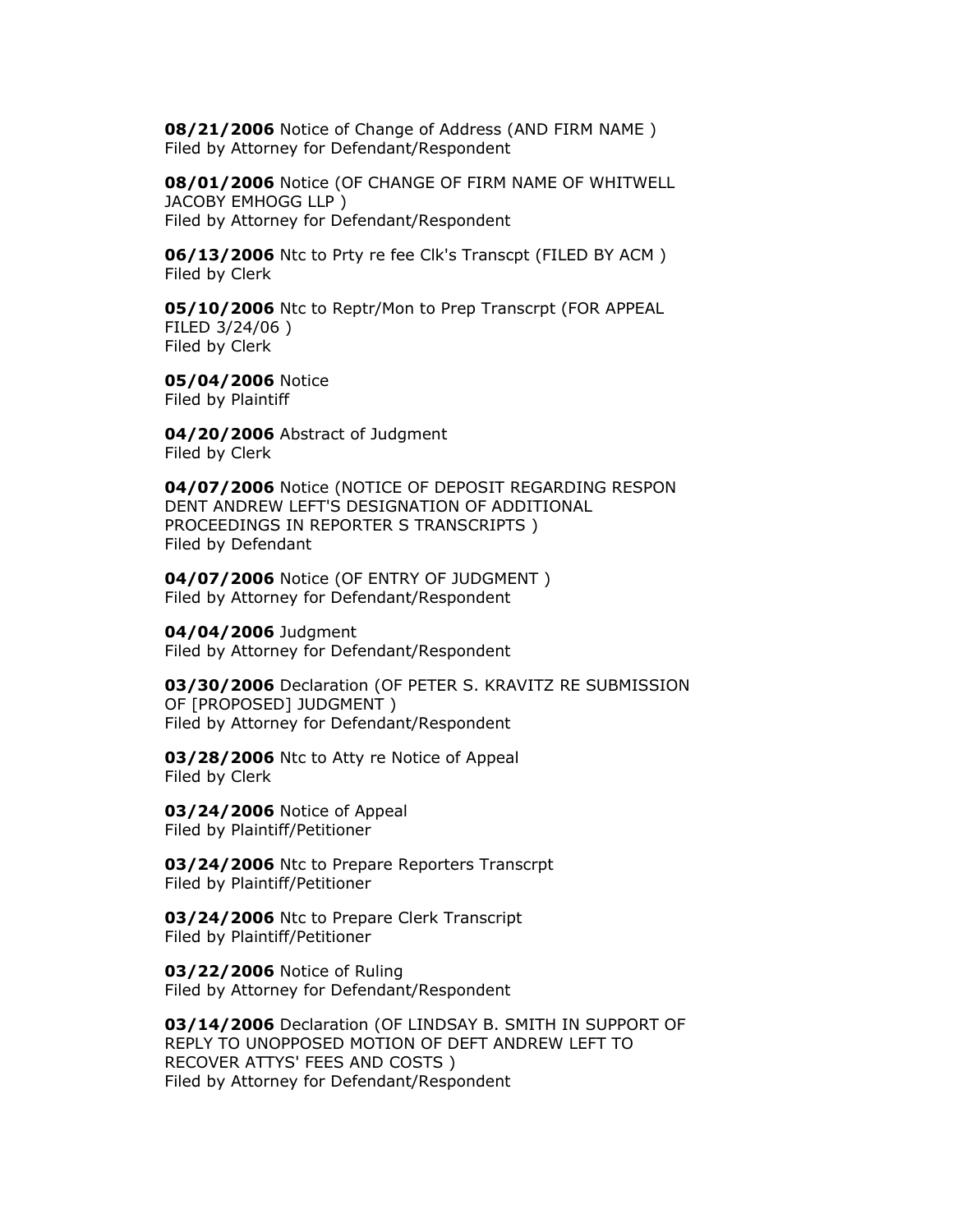**08/21/2006** Notice of Change of Address (AND FIRM NAME )
Filed by Attorney for Defendant/Respondent

**08/01/2006** Notice (OF CHANGE OF FIRM NAME OF WHITWELL JACOBY EMHOGG LLP )
Filed by Attorney for Defendant/Respondent

**06/13/2006** Ntc to Prty re fee Clk's Transcpt (FILED BY ACM )
Filed by Clerk

**05/10/2006** Ntc to Reptr/Mon to Prep Transcrpt (FOR APPEAL FILED 3/24/06 )
Filed by Clerk

**05/04/2006** Notice
Filed by Plaintiff

**04/20/2006** Abstract of Judgment
Filed by Clerk

**04/07/2006** Notice (NOTICE OF DEPOSIT REGARDING RESPON DENT ANDREW LEFT'S DESIGNATION OF ADDITIONAL PROCEEDINGS IN REPORTER S TRANSCRIPTS )
Filed by Defendant

**04/07/2006** Notice (OF ENTRY OF JUDGMENT )
Filed by Attorney for Defendant/Respondent

**04/04/2006** Judgment
Filed by Attorney for Defendant/Respondent

**03/30/2006** Declaration (OF PETER S. KRAVITZ RE SUBMISSION OF [PROPOSED] JUDGMENT )
Filed by Attorney for Defendant/Respondent

**03/28/2006** Ntc to Atty re Notice of Appeal
Filed by Clerk

**03/24/2006** Notice of Appeal
Filed by Plaintiff/Petitioner

**03/24/2006** Ntc to Prepare Reporters Transcrpt
Filed by Plaintiff/Petitioner

**03/24/2006** Ntc to Prepare Clerk Transcript
Filed by Plaintiff/Petitioner

**03/22/2006** Notice of Ruling
Filed by Attorney for Defendant/Respondent

**03/14/2006** Declaration (OF LINDSAY B. SMITH IN SUPPORT OF REPLY TO UNOPPOSED MOTION OF DEFT ANDREW LEFT TO RECOVER ATTYS' FEES AND COSTS )
Filed by Attorney for Defendant/Respondent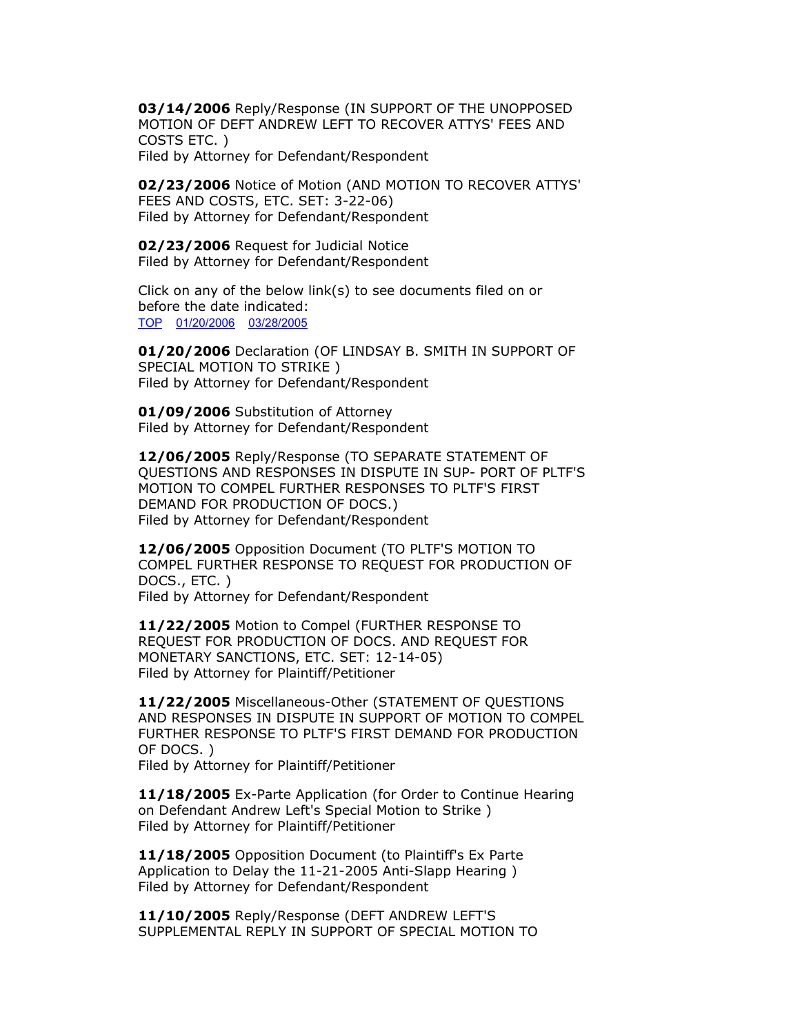**03/14/2006** Reply/Response (IN SUPPORT OF THE UNOPPOSED MOTION OF DEFT ANDREW LEFT TO RECOVER ATTYS' FEES AND COSTS ETC. )
Filed by Attorney for Defendant/Respondent

**02/23/2006** Notice of Motion (AND MOTION TO RECOVER ATTYS' FEES AND COSTS, ETC. SET: 3-22-06)
Filed by Attorney for Defendant/Respondent

**02/23/2006** Request for Judicial Notice
Filed by Attorney for Defendant/Respondent

Click on any of the below link(s) to see documents filed on or before the date indicated:
TOP 01/20/2006 03/28/2005

**01/20/2006** Declaration (OF LINDSAY B. SMITH IN SUPPORT OF SPECIAL MOTION TO STRIKE )
Filed by Attorney for Defendant/Respondent

**01/09/2006** Substitution of Attorney
Filed by Attorney for Defendant/Respondent

**12/06/2005** Reply/Response (TO SEPARATE STATEMENT OF QUESTIONS AND RESPONSES IN DISPUTE IN SUP- PORT OF PLTF'S MOTION TO COMPEL FURTHER RESPONSES TO PLTF'S FIRST DEMAND FOR PRODUCTION OF DOCS.)
Filed by Attorney for Defendant/Respondent

**12/06/2005** Opposition Document (TO PLTF'S MOTION TO COMPEL FURTHER RESPONSE TO REQUEST FOR PRODUCTION OF DOCS., ETC. )
Filed by Attorney for Defendant/Respondent

**11/22/2005** Motion to Compel (FURTHER RESPONSE TO REQUEST FOR PRODUCTION OF DOCS. AND REQUEST FOR MONETARY SANCTIONS, ETC. SET: 12-14-05)
Filed by Attorney for Plaintiff/Petitioner

**11/22/2005** Miscellaneous-Other (STATEMENT OF QUESTIONS AND RESPONSES IN DISPUTE IN SUPPORT OF MOTION TO COMPEL FURTHER RESPONSE TO PLTF'S FIRST DEMAND FOR PRODUCTION OF DOCS. )
Filed by Attorney for Plaintiff/Petitioner

**11/18/2005** Ex-Parte Application (for Order to Continue Hearing on Defendant Andrew Left's Special Motion to Strike )
Filed by Attorney for Plaintiff/Petitioner

**11/18/2005** Opposition Document (to Plaintiff's Ex Parte Application to Delay the 11-21-2005 Anti-Slapp Hearing )
Filed by Attorney for Defendant/Respondent

**11/10/2005** Reply/Response (DEFT ANDREW LEFT'S SUPPLEMENTAL REPLY IN SUPPORT OF SPECIAL MOTION TO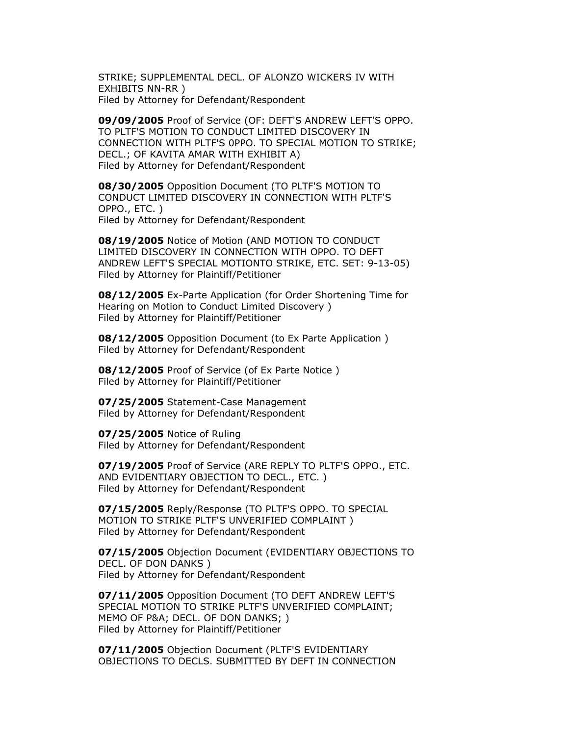STRIKE; SUPPLEMENTAL DECL. OF ALONZO WICKERS IV WITH EXHIBITS NN-RR )
Filed by Attorney for Defendant/Respondent

**09/09/2005** Proof of Service (OF: DEFT'S ANDREW LEFT'S OPPO. TO PLTF'S MOTION TO CONDUCT LIMITED DISCOVERY IN CONNECTION WITH PLTF'S 0PPO. TO SPECIAL MOTION TO STRIKE; DECL.; OF KAVITA AMAR WITH EXHIBIT A)
Filed by Attorney for Defendant/Respondent

**08/30/2005** Opposition Document (TO PLTF'S MOTION TO CONDUCT LIMITED DISCOVERY IN CONNECTION WITH PLTF'S OPPO., ETC. )
Filed by Attorney for Defendant/Respondent

**08/19/2005** Notice of Motion (AND MOTION TO CONDUCT LIMITED DISCOVERY IN CONNECTION WITH OPPO. TO DEFT ANDREW LEFT'S SPECIAL MOTIONTO STRIKE, ETC. SET: 9-13-05)
Filed by Attorney for Plaintiff/Petitioner

**08/12/2005** Ex-Parte Application (for Order Shortening Time for Hearing on Motion to Conduct Limited Discovery )
Filed by Attorney for Plaintiff/Petitioner

**08/12/2005** Opposition Document (to Ex Parte Application )
Filed by Attorney for Defendant/Respondent

**08/12/2005** Proof of Service (of Ex Parte Notice )
Filed by Attorney for Plaintiff/Petitioner

**07/25/2005** Statement-Case Management
Filed by Attorney for Defendant/Respondent

**07/25/2005** Notice of Ruling
Filed by Attorney for Defendant/Respondent

**07/19/2005** Proof of Service (ARE REPLY TO PLTF'S OPPO., ETC. AND EVIDENTIARY OBJECTION TO DECL., ETC. )
Filed by Attorney for Defendant/Respondent

**07/15/2005** Reply/Response (TO PLTF'S OPPO. TO SPECIAL MOTION TO STRIKE PLTF'S UNVERIFIED COMPLAINT )
Filed by Attorney for Defendant/Respondent

**07/15/2005** Objection Document (EVIDENTIARY OBJECTIONS TO DECL. OF DON DANKS )
Filed by Attorney for Defendant/Respondent

**07/11/2005** Opposition Document (TO DEFT ANDREW LEFT'S SPECIAL MOTION TO STRIKE PLTF'S UNVERIFIED COMPLAINT; MEMO OF P&A; DECL. OF DON DANKS; )
Filed by Attorney for Plaintiff/Petitioner

**07/11/2005** Objection Document (PLTF'S EVIDENTIARY OBJECTIONS TO DECLS. SUBMITTED BY DEFT IN CONNECTION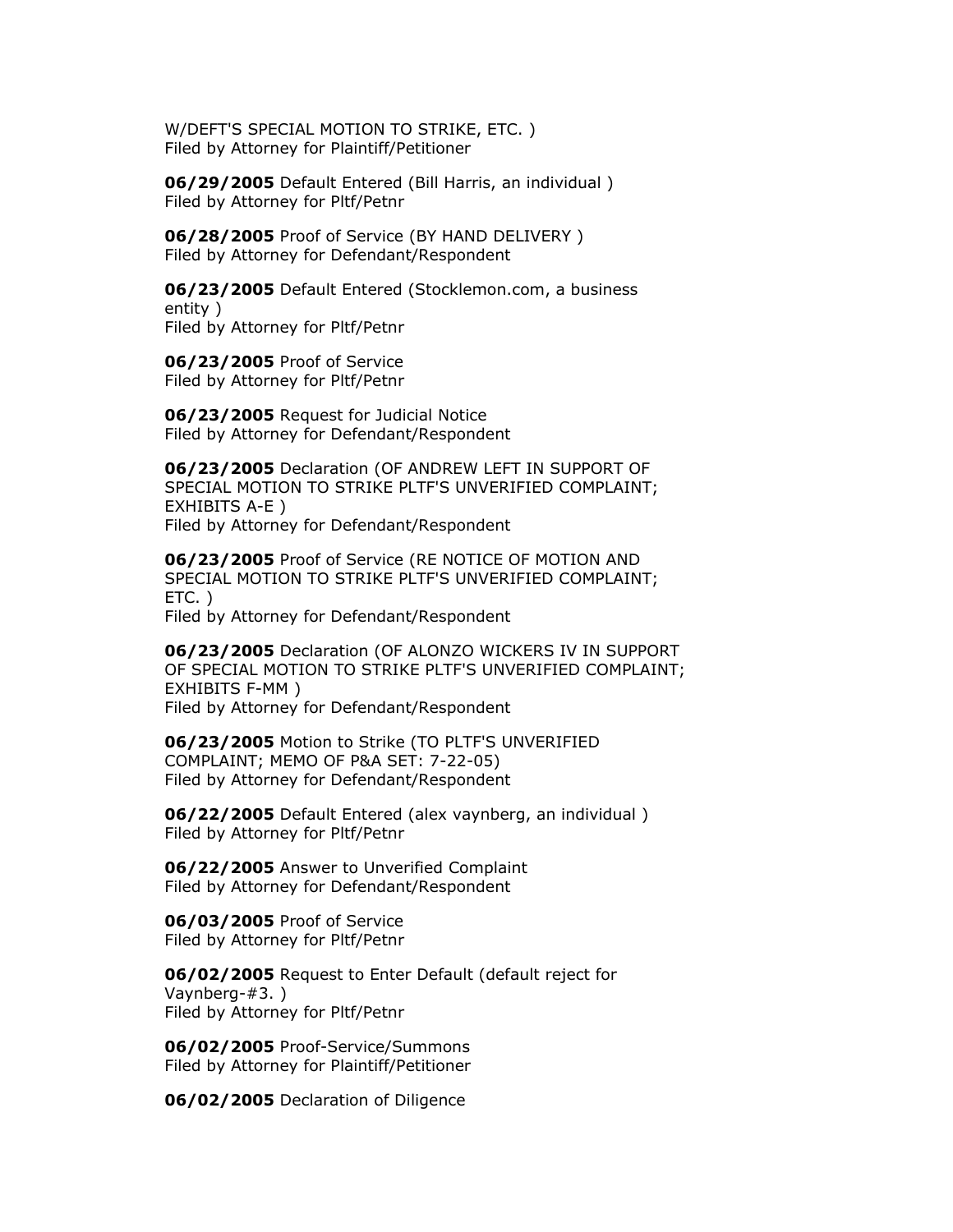W/DEFT'S SPECIAL MOTION TO STRIKE, ETC. )
Filed by Attorney for Plaintiff/Petitioner

**06/29/2005** Default Entered (Bill Harris, an individual )
Filed by Attorney for Pltf/Petnr

**06/28/2005** Proof of Service (BY HAND DELIVERY )
Filed by Attorney for Defendant/Respondent

**06/23/2005** Default Entered (Stocklemon.com, a business entity )
Filed by Attorney for Pltf/Petnr

**06/23/2005** Proof of Service
Filed by Attorney for Pltf/Petnr

**06/23/2005** Request for Judicial Notice
Filed by Attorney for Defendant/Respondent

**06/23/2005** Declaration (OF ANDREW LEFT IN SUPPORT OF SPECIAL MOTION TO STRIKE PLTF'S UNVERIFIED COMPLAINT; EXHIBITS A-E )
Filed by Attorney for Defendant/Respondent

**06/23/2005** Proof of Service (RE NOTICE OF MOTION AND SPECIAL MOTION TO STRIKE PLTF'S UNVERIFIED COMPLAINT; ETC. )
Filed by Attorney for Defendant/Respondent

**06/23/2005** Declaration (OF ALONZO WICKERS IV IN SUPPORT OF SPECIAL MOTION TO STRIKE PLTF'S UNVERIFIED COMPLAINT; EXHIBITS F-MM )
Filed by Attorney for Defendant/Respondent

**06/23/2005** Motion to Strike (TO PLTF'S UNVERIFIED COMPLAINT; MEMO OF P&A SET: 7-22-05)
Filed by Attorney for Defendant/Respondent

**06/22/2005** Default Entered (alex vaynberg, an individual )
Filed by Attorney for Pltf/Petnr

**06/22/2005** Answer to Unverified Complaint
Filed by Attorney for Defendant/Respondent

**06/03/2005** Proof of Service
Filed by Attorney for Pltf/Petnr

**06/02/2005** Request to Enter Default (default reject for Vaynberg-#3. )
Filed by Attorney for Pltf/Petnr

**06/02/2005** Proof-Service/Summons
Filed by Attorney for Plaintiff/Petitioner

**06/02/2005** Declaration of Diligence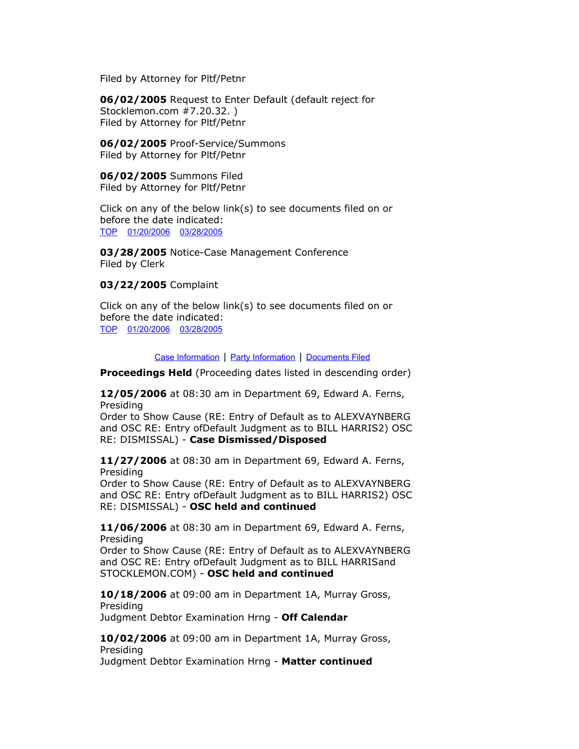Filed by Attorney for Pltf/Petnr

**06/02/2005** Request to Enter Default (default reject for Stocklemon.com #7.20.32. )
Filed by Attorney for Pltf/Petnr

**06/02/2005** Proof-Service/Summons
Filed by Attorney for Pltf/Petnr

**06/02/2005** Summons Filed
Filed by Attorney for Pltf/Petnr

Click on any of the below link(s) to see documents filed on or before the date indicated:
TOP 01/20/2006 03/28/2005

**03/28/2005** Notice-Case Management Conference
Filed by Clerk

**03/22/2005** Complaint

Click on any of the below link(s) to see documents filed on or before the date indicated:
TOP 01/20/2006 03/28/2005

Case Information | Party Information | Documents Filed

**Proceedings Held** (Proceeding dates listed in descending order)

**12/05/2006** at 08:30 am in Department 69, Edward A. Ferns, Presiding
Order to Show Cause (RE: Entry of Default as to ALEXVAYNBERG and OSC RE: Entry ofDefault Judgment as to BILL HARRIS2) OSC RE: DISMISSAL) - **Case Dismissed/Disposed**

**11/27/2006** at 08:30 am in Department 69, Edward A. Ferns, Presiding
Order to Show Cause (RE: Entry of Default as to ALEXVAYNBERG and OSC RE: Entry ofDefault Judgment as to BILL HARRIS2) OSC RE: DISMISSAL) - **OSC held and continued**

**11/06/2006** at 08:30 am in Department 69, Edward A. Ferns, Presiding
Order to Show Cause (RE: Entry of Default as to ALEXVAYNBERG and OSC RE: Entry ofDefault Judgment as to BILL HARRISand STOCKLEMON.COM) - **OSC held and continued**

**10/18/2006** at 09:00 am in Department 1A, Murray Gross, Presiding
Judgment Debtor Examination Hrng - **Off Calendar**

**10/02/2006** at 09:00 am in Department 1A, Murray Gross, Presiding
Judgment Debtor Examination Hrng - **Matter continued**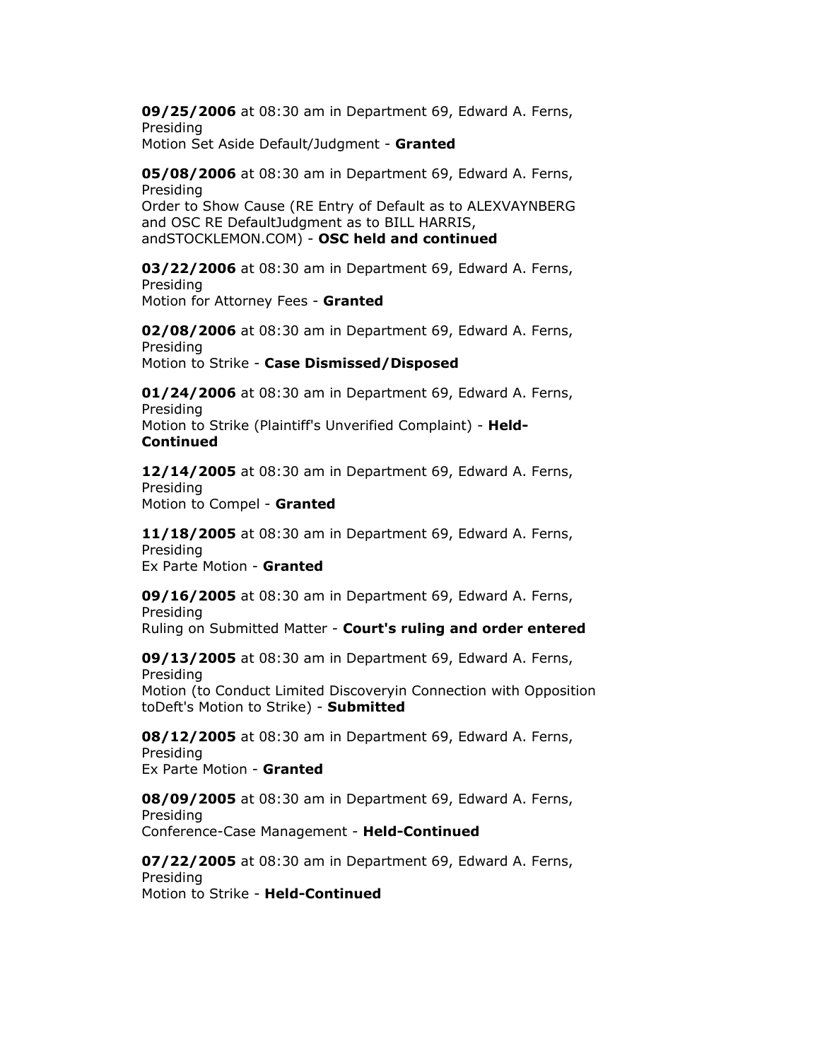**09/25/2006** at 08:30 am in Department 69, Edward A. Ferns, Presiding
Motion Set Aside Default/Judgment - **Granted**

**05/08/2006** at 08:30 am in Department 69, Edward A. Ferns, Presiding
Order to Show Cause (RE Entry of Default as to ALEXVAYNBERG and OSC RE DefaultJudgment as to BILL HARRIS, andSTOCKLEMON.COM) - **OSC held and continued**

**03/22/2006** at 08:30 am in Department 69, Edward A. Ferns, Presiding
Motion for Attorney Fees - **Granted**

**02/08/2006** at 08:30 am in Department 69, Edward A. Ferns, Presiding
Motion to Strike - **Case Dismissed/Disposed**

**01/24/2006** at 08:30 am in Department 69, Edward A. Ferns, Presiding
Motion to Strike (Plaintiff's Unverified Complaint) - **Held-Continued**

**12/14/2005** at 08:30 am in Department 69, Edward A. Ferns, Presiding
Motion to Compel - **Granted**

**11/18/2005** at 08:30 am in Department 69, Edward A. Ferns, Presiding
Ex Parte Motion - **Granted**

**09/16/2005** at 08:30 am in Department 69, Edward A. Ferns, Presiding
Ruling on Submitted Matter - **Court's ruling and order entered**

**09/13/2005** at 08:30 am in Department 69, Edward A. Ferns, Presiding
Motion (to Conduct Limited Discoveryin Connection with Opposition toDeft's Motion to Strike) - **Submitted**

**08/12/2005** at 08:30 am in Department 69, Edward A. Ferns, Presiding
Ex Parte Motion - **Granted**

**08/09/2005** at 08:30 am in Department 69, Edward A. Ferns, Presiding
Conference-Case Management - **Held-Continued**

**07/22/2005** at 08:30 am in Department 69, Edward A. Ferns, Presiding
Motion to Strike - **Held-Continued**